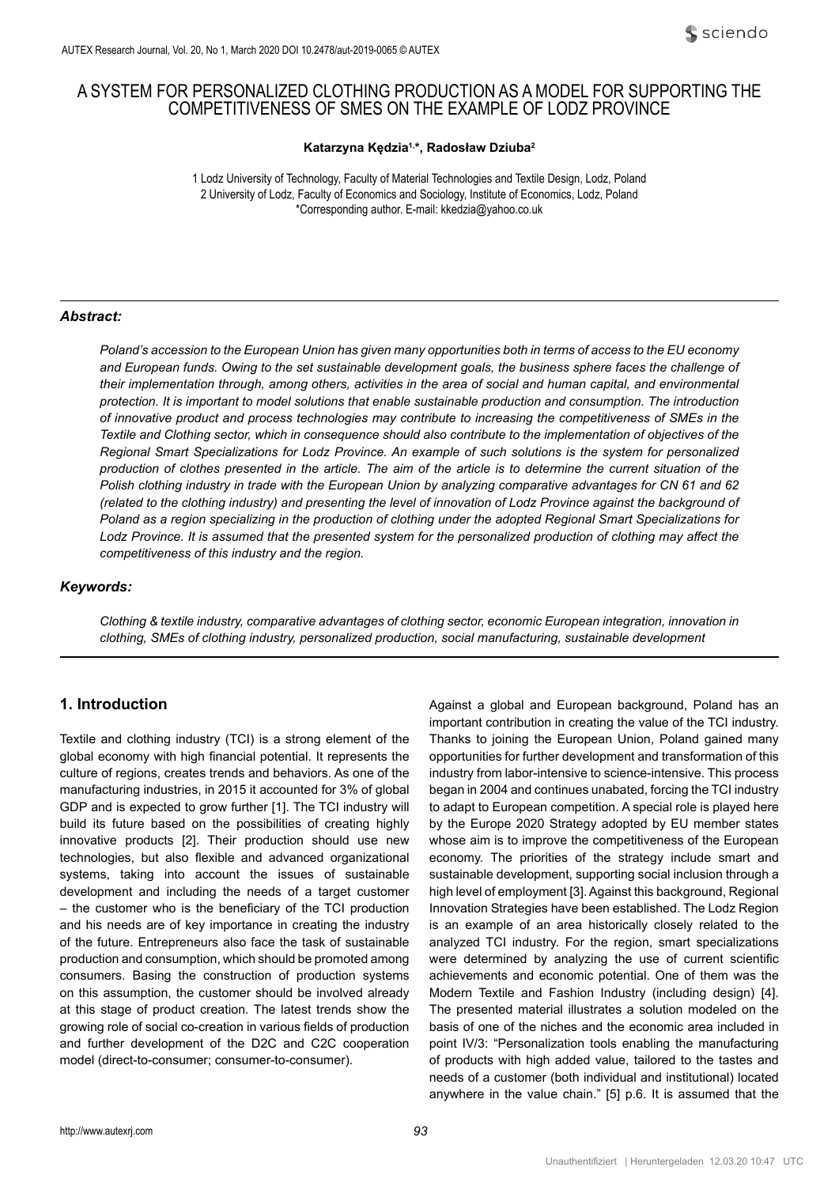# A SYSTEM FOR PERSONALIZED CLOTHING PRODUCTION AS A MODEL FOR SUPPORTING THE COMPETITIVENESS OF SMES ON THE EXAMPLE OF LODZ PROVINCE

**Katarzyna Kędzia[1,*], Radosław Dziuba[2]**

1 Lodz University of Technology, Faculty of Material Technologies and Textile Design, Lodz, Poland
2 University of Lodz, Faculty of Economics and Sociology, Institute of Economics, Lodz, Poland
*Corresponding author. E-mail: kkedzia@yahoo.co.uk

### *Abstract:*

*Poland's accession to the European Union has given many opportunities both in terms of access to the EU economy and European funds. Owing to the set sustainable development goals, the business sphere faces the challenge of their implementation through, among others, activities in the area of social and human capital, and environmental protection. It is important to model solutions that enable sustainable production and consumption. The introduction of innovative product and process technologies may contribute to increasing the competitiveness of SMEs in the Textile and Clothing sector, which in consequence should also contribute to the implementation of objectives of the Regional Smart Specializations for Lodz Province. An example of such solutions is the system for personalized production of clothes presented in the article. The aim of the article is to determine the current situation of the Polish clothing industry in trade with the European Union by analyzing comparative advantages for CN 61 and 62 (related to the clothing industry) and presenting the level of innovation of Lodz Province against the background of Poland as a region specializing in the production of clothing under the adopted Regional Smart Specializations for Lodz Province. It is assumed that the presented system for the personalized production of clothing may affect the competitiveness of this industry and the region.*

### *Keywords:*

*Clothing & textile industry, comparative advantages of clothing sector, economic European integration, innovation in clothing, SMEs of clothing industry, personalized production, social manufacturing, sustainable development*

## 1. Introduction

Textile and clothing industry (TCI) is a strong element of the global economy with high financial potential. It represents the culture of regions, creates trends and behaviors. As one of the manufacturing industries, in 2015 it accounted for 3% of global GDP and is expected to grow further [1]. The TCI industry will build its future based on the possibilities of creating highly innovative products [2]. Their production should use new technologies, but also flexible and advanced organizational systems, taking into account the issues of sustainable development and including the needs of a target customer – the customer who is the beneficiary of the TCI production and his needs are of key importance in creating the industry of the future. Entrepreneurs also face the task of sustainable production and consumption, which should be promoted among consumers. Basing the construction of production systems on this assumption, the customer should be involved already at this stage of product creation. The latest trends show the growing role of social co-creation in various fields of production and further development of the D2C and C2C cooperation model (direct-to-consumer; consumer-to-consumer).

Against a global and European background, Poland has an important contribution in creating the value of the TCI industry. Thanks to joining the European Union, Poland gained many opportunities for further development and transformation of this industry from labor-intensive to science-intensive. This process began in 2004 and continues unabated, forcing the TCI industry to adapt to European competition. A special role is played here by the Europe 2020 Strategy adopted by EU member states whose aim is to improve the competitiveness of the European economy. The priorities of the strategy include smart and sustainable development, supporting social inclusion through a high level of employment [3]. Against this background, Regional Innovation Strategies have been established. The Lodz Region is an example of an area historically closely related to the analyzed TCI industry. For the region, smart specializations were determined by analyzing the use of current scientific achievements and economic potential. One of them was the Modern Textile and Fashion Industry (including design) [4]. The presented material illustrates a solution modeled on the basis of one of the niches and the economic area included in point IV/3: "Personalization tools enabling the manufacturing of products with high added value, tailored to the tastes and needs of a customer (both individual and institutional) located anywhere in the value chain." [5] p.6. It is assumed that the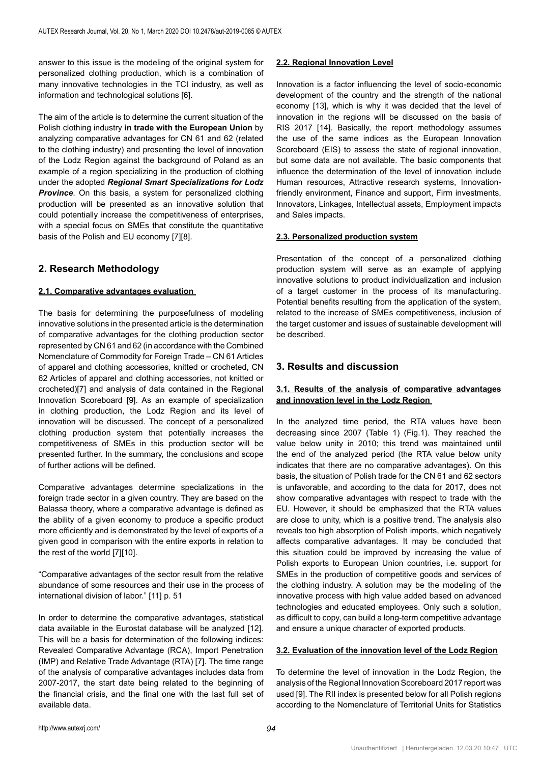answer to this issue is the modeling of the original system for personalized clothing production, which is a combination of many innovative technologies in the TCI industry, as well as information and technological solutions [6].

The aim of the article is to determine the current situation of the Polish clothing industry **in trade with the European Union** by analyzing comparative advantages for CN 61 and 62 (related to the clothing industry) and presenting the level of innovation of the Lodz Region against the background of Poland as an example of a region specializing in the production of clothing under the adopted ***Regional Smart Specializations for Lodz Province***. On this basis, a system for personalized clothing production will be presented as an innovative solution that could potentially increase the competitiveness of enterprises, with a special focus on SMEs that constitute the quantitative basis of the Polish and EU economy [7][8].

## 2. Research Methodology

### 2.1. Comparative advantages evaluation

The basis for determining the purposefulness of modeling innovative solutions in the presented article is the determination of comparative advantages for the clothing production sector represented by CN 61 and 62 (in accordance with the Combined Nomenclature of Commodity for Foreign Trade – CN 61 Articles of apparel and clothing accessories, knitted or crocheted, CN 62 Articles of apparel and clothing accessories, not knitted or crocheted)[7] and analysis of data contained in the Regional Innovation Scoreboard [9]. As an example of specialization in clothing production, the Lodz Region and its level of innovation will be discussed. The concept of a personalized clothing production system that potentially increases the competitiveness of SMEs in this production sector will be presented further. In the summary, the conclusions and scope of further actions will be defined.

Comparative advantages determine specializations in the foreign trade sector in a given country. They are based on the Balassa theory, where a comparative advantage is defined as the ability of a given economy to produce a specific product more efficiently and is demonstrated by the level of exports of a given good in comparison with the entire exports in relation to the rest of the world [7][10].

"Comparative advantages of the sector result from the relative abundance of some resources and their use in the process of international division of labor." [11] p. 51

In order to determine the comparative advantages, statistical data available in the Eurostat database will be analyzed [12]. This will be a basis for determination of the following indices: Revealed Comparative Advantage (RCA), Import Penetration (IMP) and Relative Trade Advantage (RTA) [7]. The time range of the analysis of comparative advantages includes data from 2007-2017, the start date being related to the beginning of the financial crisis, and the final one with the last full set of available data.

### 2.2. Regional Innovation Level

Innovation is a factor influencing the level of socio-economic development of the country and the strength of the national economy [13], which is why it was decided that the level of innovation in the regions will be discussed on the basis of RIS 2017 [14]. Basically, the report methodology assumes the use of the same indices as the European Innovation Scoreboard (EIS) to assess the state of regional innovation, but some data are not available. The basic components that influence the determination of the level of innovation include Human resources, Attractive research systems, Innovation-friendly environment, Finance and support, Firm investments, Innovators, Linkages, Intellectual assets, Employment impacts and Sales impacts.

### 2.3. Personalized production system

Presentation of the concept of a personalized clothing production system will serve as an example of applying innovative solutions to product individualization and inclusion of a target customer in the process of its manufacturing. Potential benefits resulting from the application of the system, related to the increase of SMEs competitiveness, inclusion of the target customer and issues of sustainable development will be described.

## 3. Results and discussion

### 3.1. Results of the analysis of comparative advantages and innovation level in the Lodz Region

In the analyzed time period, the RTA values have been decreasing since 2007 (Table 1) (Fig.1). They reached the value below unity in 2010; this trend was maintained until the end of the analyzed period (the RTA value below unity indicates that there are no comparative advantages). On this basis, the situation of Polish trade for the CN 61 and 62 sectors is unfavorable, and according to the data for 2017, does not show comparative advantages with respect to trade with the EU. However, it should be emphasized that the RTA values are close to unity, which is a positive trend. The analysis also reveals too high absorption of Polish imports, which negatively affects comparative advantages. It may be concluded that this situation could be improved by increasing the value of Polish exports to European Union countries, i.e. support for SMEs in the production of competitive goods and services of the clothing industry. A solution may be the modeling of the innovative process with high value added based on advanced technologies and educated employees. Only such a solution, as difficult to copy, can build a long-term competitive advantage and ensure a unique character of exported products.

### 3.2. Evaluation of the innovation level of the Lodz Region

To determine the level of innovation in the Lodz Region, the analysis of the Regional Innovation Scoreboard 2017 report was used [9]. The RII index is presented below for all Polish regions according to the Nomenclature of Territorial Units for Statistics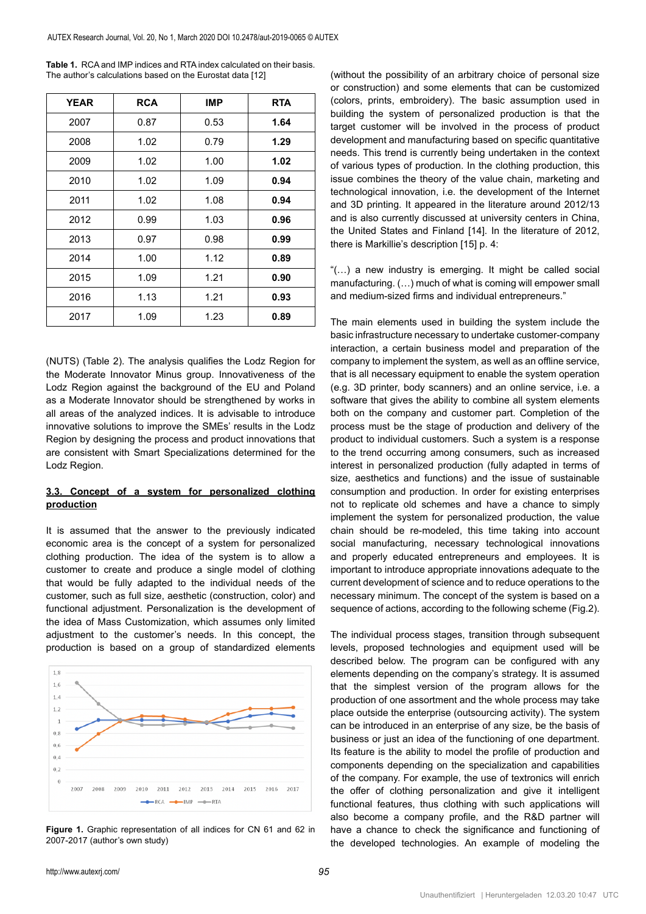**Table 1.** RCA and IMP indices and RTA index calculated on their basis. The author's calculations based on the Eurostat data [12]

| YEAR | RCA | IMP | RTA |
|---|---|---|---|
| 2007 | 0.87 | 0.53 | **1.64** |
| 2008 | 1.02 | 0.79 | **1.29** |
| 2009 | 1.02 | 1.00 | **1.02** |
| 2010 | 1.02 | 1.09 | **0.94** |
| 2011 | 1.02 | 1.08 | **0.94** |
| 2012 | 0.99 | 1.03 | **0.96** |
| 2013 | 0.97 | 0.98 | **0.99** |
| 2014 | 1.00 | 1.12 | **0.89** |
| 2015 | 1.09 | 1.21 | **0.90** |
| 2016 | 1.13 | 1.21 | **0.93** |
| 2017 | 1.09 | 1.23 | **0.89** |

(NUTS) (Table 2). The analysis qualifies the Lodz Region for the Moderate Innovator Minus group. Innovativeness of the Lodz Region against the background of the EU and Poland as a Moderate Innovator should be strengthened by works in all areas of the analyzed indices. It is advisable to introduce innovative solutions to improve the SMEs' results in the Lodz Region by designing the process and product innovations that are consistent with Smart Specializations determined for the Lodz Region.

### 3.3. Concept of a system for personalized clothing production

It is assumed that the answer to the previously indicated economic area is the concept of a system for personalized clothing production. The idea of the system is to allow a customer to create and produce a single model of clothing that would be fully adapted to the individual needs of the customer, such as full size, aesthetic (construction, color) and functional adjustment. Personalization is the development of the idea of Mass Customization, which assumes only limited adjustment to the customer's needs. In this concept, the production is based on a group of standardized elements

**Figure 1.** Graphic representation of all indices for CN 61 and 62 in 2007-2017 (author's own study)

(without the possibility of an arbitrary choice of personal size or construction) and some elements that can be customized (colors, prints, embroidery). The basic assumption used in building the system of personalized production is that the target customer will be involved in the process of product development and manufacturing based on specific quantitative needs. This trend is currently being undertaken in the context of various types of production. In the clothing production, this issue combines the theory of the value chain, marketing and technological innovation, i.e. the development of the Internet and 3D printing. It appeared in the literature around 2012/13 and is also currently discussed at university centers in China, the United States and Finland [14]. In the literature of 2012, there is Markillie's description [15] p. 4:

"(…) a new industry is emerging. It might be called social manufacturing. (…) much of what is coming will empower small and medium-sized firms and individual entrepreneurs."

The main elements used in building the system include the basic infrastructure necessary to undertake customer-company interaction, a certain business model and preparation of the company to implement the system, as well as an offline service, that is all necessary equipment to enable the system operation (e.g. 3D printer, body scanners) and an online service, i.e. a software that gives the ability to combine all system elements both on the company and customer part. Completion of the process must be the stage of production and delivery of the product to individual customers. Such a system is a response to the trend occurring among consumers, such as increased interest in personalized production (fully adapted in terms of size, aesthetics and functions) and the issue of sustainable consumption and production. In order for existing enterprises not to replicate old schemes and have a chance to simply implement the system for personalized production, the value chain should be re-modeled, this time taking into account social manufacturing, necessary technological innovations and properly educated entrepreneurs and employees. It is important to introduce appropriate innovations adequate to the current development of science and to reduce operations to the necessary minimum. The concept of the system is based on a sequence of actions, according to the following scheme (Fig.2).

The individual process stages, transition through subsequent levels, proposed technologies and equipment used will be described below. The program can be configured with any elements depending on the company's strategy. It is assumed that the simplest version of the program allows for the production of one assortment and the whole process may take place outside the enterprise (outsourcing activity). The system can be introduced in an enterprise of any size, be the basis of business or just an idea of the functioning of one department. Its feature is the ability to model the profile of production and components depending on the specialization and capabilities of the company. For example, the use of textronics will enrich the offer of clothing personalization and give it intelligent functional features, thus clothing with such applications will also become a company profile, and the R&D partner will have a chance to check the significance and functioning of the developed technologies. An example of modeling the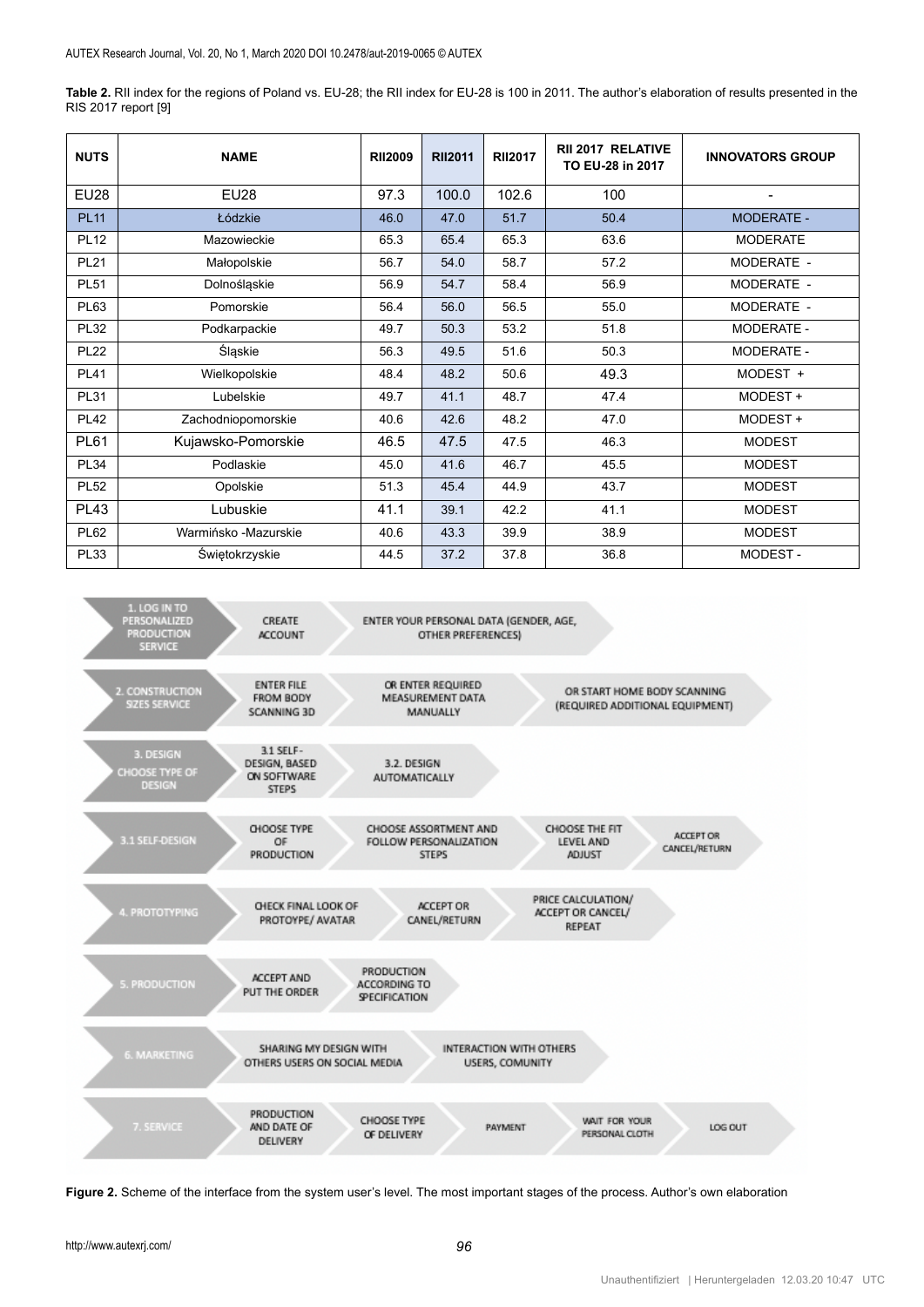**Table 2.** RII index for the regions of Poland vs. EU-28; the RII index for EU-28 is 100 in 2011. The author's elaboration of results presented in the RIS 2017 report [9]

| NUTS | NAME | RII2009 | RII2011 | RII2017 | RII 2017 RELATIVE TO EU-28 in 2017 | INNOVATORS GROUP |
|---|---|---|---|---|---|---|
| EU28 | EU28 | 97.3 | 100.0 | 102.6 | 100 | - |
| PL11 | Łódzkie | 46.0 | 47.0 | 51.7 | 50.4 | MODERATE - |
| PL12 | Mazowieckie | 65.3 | 65.4 | 65.3 | 63.6 | MODERATE |
| PL21 | Małopolskie | 56.7 | 54.0 | 58.7 | 57.2 | MODERATE - |
| PL51 | Dolnośląskie | 56.9 | 54.7 | 58.4 | 56.9 | MODERATE - |
| PL63 | Pomorskie | 56.4 | 56.0 | 56.5 | 55.0 | MODERATE - |
| PL32 | Podkarpackie | 49.7 | 50.3 | 53.2 | 51.8 | MODERATE - |
| PL22 | Śląskie | 56.3 | 49.5 | 51.6 | 50.3 | MODERATE - |
| PL41 | Wielkopolskie | 48.4 | 48.2 | 50.6 | 49.3 | MODEST + |
| PL31 | Lubelskie | 49.7 | 41.1 | 48.7 | 47.4 | MODEST + |
| PL42 | Zachodniopomorskie | 40.6 | 42.6 | 48.2 | 47.0 | MODEST + |
| PL61 | Kujawsko-Pomorskie | 46.5 | 47.5 | 47.5 | 46.3 | MODEST |
| PL34 | Podlaskie | 45.0 | 41.6 | 46.7 | 45.5 | MODEST |
| PL52 | Opolskie | 51.3 | 45.4 | 44.9 | 43.7 | MODEST |
| PL43 | Lubuskie | 41.1 | 39.1 | 42.2 | 41.1 | MODEST |
| PL62 | Warmińsko -Mazurskie | 40.6 | 43.3 | 39.9 | 38.9 | MODEST |
| PL33 | Świętokrzyskie | 44.5 | 37.2 | 37.8 | 36.8 | MODEST - |

- 1. LOG IN TO PERSONALIZED PRODUCTION SERVICE: CREATE ACCOUNT → ENTER YOUR PERSONAL DATA (GENDER, AGE, OTHER PREFERENCES)
- 2. CONSTRUCTION SIZES SERVICE: ENTER FILE FROM BODY SCANNING 3D → OR ENTER REQUIRED MEASUREMENT DATA MANUALLY → OR START HOME BODY SCANNING (REQUIRED ADDITIONAL EQUIPMENT)
- 3. DESIGN CHOOSE TYPE OF DESIGN: 3.1 SELF-DESIGN, BASED ON SOFTWARE STEPS → 3.2. DESIGN AUTOMATICALLY
- 3.1 SELF-DESIGN: CHOOSE TYPE OF PRODUCTION → CHOOSE ASSORTMENT AND FOLLOW PERSONALIZATION STEPS → CHOOSE THE FIT LEVEL AND ADJUST → ACCEPT OR CANCEL/RETURN
- 4. PROTOTYPING: CHECK FINAL LOOK OF PROTOYPE/ AVATAR → ACCEPT OR CANEL/RETURN → PRICE CALCULATION/ ACCEPT OR CANCEL/ REPEAT
- 5. PRODUCTION: ACCEPT AND PUT THE ORDER → PRODUCTION ACCORDING TO SPECIFICATION
- 6. MARKETING: SHARING MY DESIGN WITH OTHERS USERS ON SOCIAL MEDIA → INTERACTION WITH OTHERS USERS, COMUNITY
- 7. SERVICE: PRODUCTION AND DATE OF DELIVERY → CHOOSE TYPE OF DELIVERY → PAYMENT → WAIT FOR YOUR PERSONAL CLOTH → LOG OUT

**Figure 2.** Scheme of the interface from the system user's level. The most important stages of the process. Author's own elaboration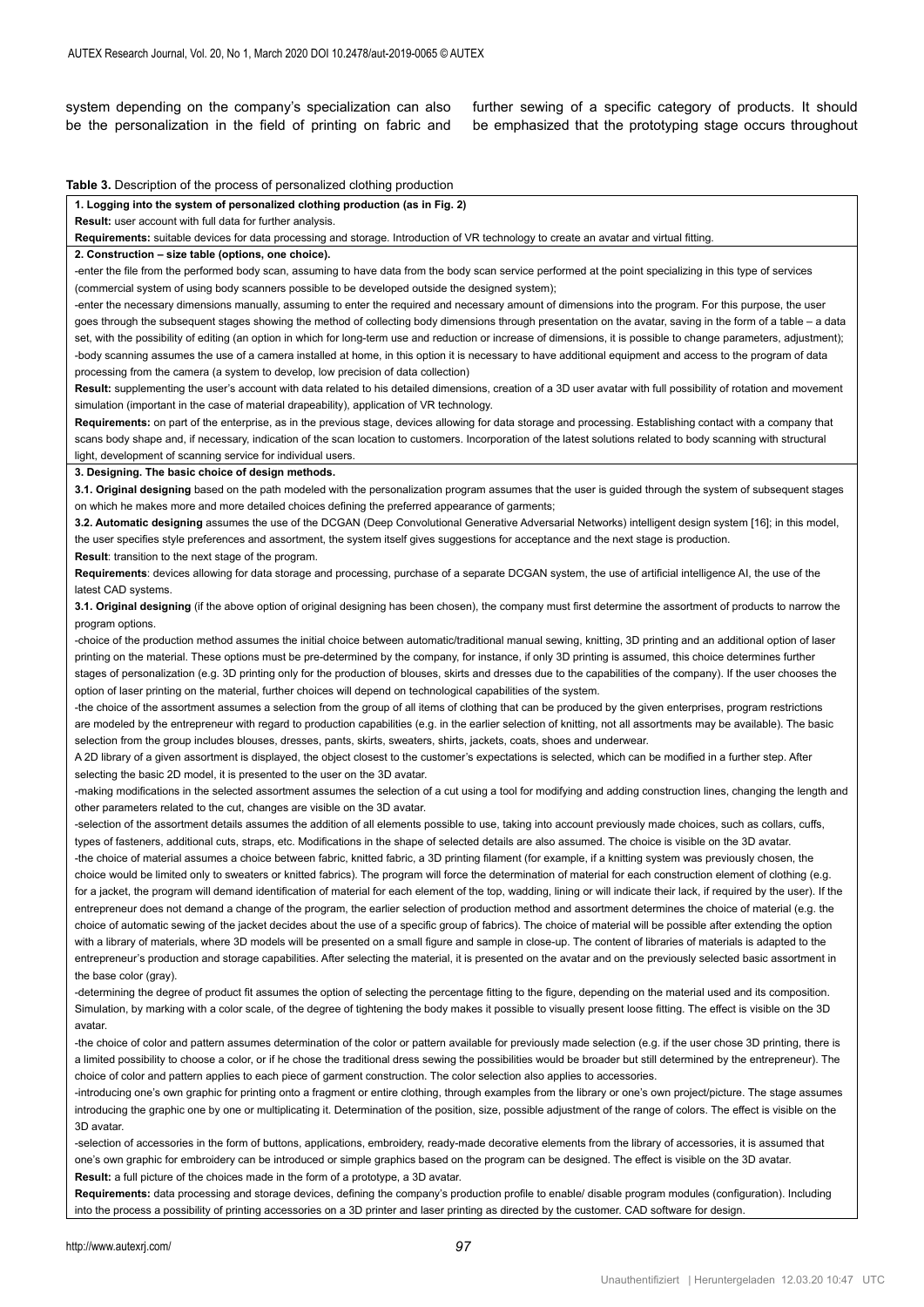system depending on the company's specialization can also be the personalization in the field of printing on fabric and further sewing of a specific category of products. It should be emphasized that the prototyping stage occurs throughout

**Table 3.** Description of the process of personalized clothing production

| |
|---|
| **1. Logging into the system of personalized clothing production (as in Fig. 2)**<br>**Result:** user account with full data for further analysis.<br>**Requirements:** suitable devices for data processing and storage. Introduction of VR technology to create an avatar and virtual fitting. |
| **2. Construction – size table (options, one choice).**<br>-enter the file from the performed body scan, assuming to have data from the body scan service performed at the point specializing in this type of services (commercial system of using body scanners possible to be developed outside the designed system);<br>-enter the necessary dimensions manually, assuming to enter the required and necessary amount of dimensions into the program. For this purpose, the user goes through the subsequent stages showing the method of collecting body dimensions through presentation on the avatar, saving in the form of a table – a data set, with the possibility of editing (an option in which for long-term use and reduction or increase of dimensions, it is possible to change parameters, adjustment);<br>-body scanning assumes the use of a camera installed at home, in this option it is necessary to have additional equipment and access to the program of data processing from the camera (a system to develop, low precision of data collection)<br>**Result:** supplementing the user's account with data related to his detailed dimensions, creation of a 3D user avatar with full possibility of rotation and movement simulation (important in the case of material drapeability), application of VR technology.<br>**Requirements:** on part of the enterprise, as in the previous stage, devices allowing for data storage and processing. Establishing contact with a company that scans body shape and, if necessary, indication of the scan location to customers. Incorporation of the latest solutions related to body scanning with structural light, development of scanning service for individual users. |
| **3. Designing. The basic choice of design methods.**<br>**3.1. Original designing** based on the path modeled with the personalization program assumes that the user is guided through the system of subsequent stages on which he makes more and more detailed choices defining the preferred appearance of garments;<br>**3.2. Automatic designing** assumes the use of the DCGAN (Deep Convolutional Generative Adversarial Networks) intelligent design system [16]; in this model, the user specifies style preferences and assortment, the system itself gives suggestions for acceptance and the next stage is production.<br>**Result**: transition to the next stage of the program.<br>**Requirements**: devices allowing for data storage and processing, purchase of a separate DCGAN system, the use of artificial intelligence AI, the use of the latest CAD systems.<br>**3.1. Original designing** (if the above option of original designing has been chosen), the company must first determine the assortment of products to narrow the program options.<br>-choice of the production method assumes the initial choice between automatic/traditional manual sewing, knitting, 3D printing and an additional option of laser printing on the material. These options must be pre-determined by the company, for instance, if only 3D printing is assumed, this choice determines further stages of personalization (e.g. 3D printing only for the production of blouses, skirts and dresses due to the capabilities of the company). If the user chooses the option of laser printing on the material, further choices will depend on technological capabilities of the system.<br>-the choice of the assortment assumes a selection from the group of all items of clothing that can be produced by the given enterprises, program restrictions are modeled by the entrepreneur with regard to production capabilities (e.g. in the earlier selection of knitting, not all assortments may be available). The basic selection from the group includes blouses, dresses, pants, skirts, sweaters, shirts, jackets, coats, shoes and underwear.<br>A 2D library of a given assortment is displayed, the object closest to the customer's expectations is selected, which can be modified in a further step. After selecting the basic 2D model, it is presented to the user on the 3D avatar.<br>-making modifications in the selected assortment assumes the selection of a cut using a tool for modifying and adding construction lines, changing the length and other parameters related to the cut, changes are visible on the 3D avatar.<br>-selection of the assortment details assumes the addition of all elements possible to use, taking into account previously made choices, such as collars, cuffs, types of fasteners, additional cuts, straps, etc. Modifications in the shape of selected details are also assumed. The choice is visible on the 3D avatar.<br>-the choice of material assumes a choice between fabric, knitted fabric, a 3D printing filament (for example, if a knitting system was previously chosen, the choice would be limited only to sweaters or knitted fabrics). The program will force the determination of material for each construction element of clothing (e.g. for a jacket, the program will demand identification of material for each element of the top, wadding, lining or will indicate their lack, if required by the user). If the entrepreneur does not demand a change of the program, the earlier selection of production method and assortment determines the choice of material (e.g. the choice of automatic sewing of the jacket decides about the use of a specific group of fabrics). The choice of material will be possible after extending the option with a library of materials, where 3D models will be presented on a small figure and sample in close-up. The content of libraries of materials is adapted to the entrepreneur's production and storage capabilities. After selecting the material, it is presented on the avatar and on the previously selected basic assortment in the base color (gray).<br>-determining the degree of product fit assumes the option of selecting the percentage fitting to the figure, depending on the material used and its composition. Simulation, by marking with a color scale, of the degree of tightening the body makes it possible to visually present loose fitting. The effect is visible on the 3D avatar.<br>-the choice of color and pattern assumes determination of the color or pattern available for previously made selection (e.g. if the user chose 3D printing, there is a limited possibility to choose a color, or if he chose the traditional dress sewing the possibilities would be broader but still determined by the entrepreneur). The choice of color and pattern applies to each piece of garment construction. The color selection also applies to accessories.<br>-introducing one's own graphic for printing onto a fragment or entire clothing, through examples from the library or one's own project/picture. The stage assumes introducing the graphic one by one or multiplicating it. Determination of the position, size, possible adjustment of the range of colors. The effect is visible on the 3D avatar.<br>-selection of accessories in the form of buttons, applications, embroidery, ready-made decorative elements from the library of accessories, it is assumed that one's own graphic for embroidery can be introduced or simple graphics based on the program can be designed. The effect is visible on the 3D avatar.<br>**Result:** a full picture of the choices made in the form of a prototype, a 3D avatar.<br>**Requirements:** data processing and storage devices, defining the company's production profile to enable/ disable program modules (configuration). Including into the process a possibility of printing accessories on a 3D printer and laser printing as directed by the customer. CAD software for design. |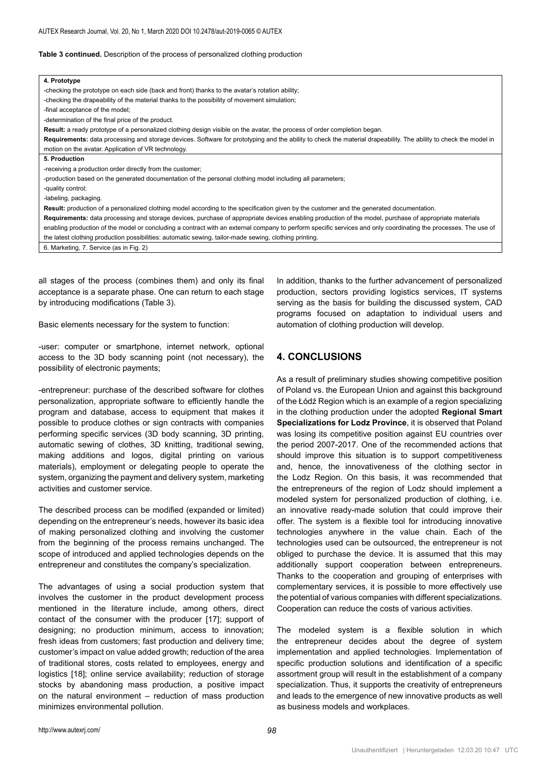**Table 3 continued.** Description of the process of personalized clothing production

| **4. Prototype** |
|---|
| -checking the prototype on each side (back and front) thanks to the avatar's rotation ability; |
| -checking the drapeability of the material thanks to the possibility of movement simulation; |
| -final acceptance of the model; |
| -determination of the final price of the product. |
| **Result:** a ready prototype of a personalized clothing design visible on the avatar, the process of order completion began. |
| **Requirements:** data processing and storage devices. Software for prototyping and the ability to check the material drapeability. The ability to check the model in motion on the avatar. Application of VR technology. |
| **5. Production** |
| -receiving a production order directly from the customer; |
| -production based on the generated documentation of the personal clothing model including all parameters; |
| -quality control; |
| -labeling, packaging. |
| **Result:** production of a personalized clothing model according to the specification given by the customer and the generated documentation. |
| **Requirements:** data processing and storage devices, purchase of appropriate devices enabling production of the model, purchase of appropriate materials enabling production of the model or concluding a contract with an external company to perform specific services and only coordinating the processes. The use of the latest clothing production possibilities: automatic sewing, tailor-made sewing, clothing printing. |
| 6. Marketing, 7. Service (as in Fig. 2) |

all stages of the process (combines them) and only its final acceptance is a separate phase. One can return to each stage by introducing modifications (Table 3).

Basic elements necessary for the system to function:

-user: computer or smartphone, internet network, optional access to the 3D body scanning point (not necessary), the possibility of electronic payments;

-entrepreneur: purchase of the described software for clothes personalization, appropriate software to efficiently handle the program and database, access to equipment that makes it possible to produce clothes or sign contracts with companies performing specific services (3D body scanning, 3D printing, automatic sewing of clothes, 3D knitting, traditional sewing, making additions and logos, digital printing on various materials), employment or delegating people to operate the system, organizing the payment and delivery system, marketing activities and customer service.

The described process can be modified (expanded or limited) depending on the entrepreneur's needs, however its basic idea of making personalized clothing and involving the customer from the beginning of the process remains unchanged. The scope of introduced and applied technologies depends on the entrepreneur and constitutes the company's specialization.

The advantages of using a social production system that involves the customer in the product development process mentioned in the literature include, among others, direct contact of the consumer with the producer [17]; support of designing; no production minimum, access to innovation; fresh ideas from customers; fast production and delivery time; customer's impact on value added growth; reduction of the area of traditional stores, costs related to employees, energy and logistics [18]; online service availability; reduction of storage stocks by abandoning mass production, a positive impact on the natural environment – reduction of mass production minimizes environmental pollution.

In addition, thanks to the further advancement of personalized production, sectors providing logistics services, IT systems serving as the basis for building the discussed system, CAD programs focused on adaptation to individual users and automation of clothing production will develop.

## 4. CONCLUSIONS

As a result of preliminary studies showing competitive position of Poland vs. the European Union and against this background of the Łódź Region which is an example of a region specializing in the clothing production under the adopted **Regional Smart Specializations for Lodz Province**, it is observed that Poland was losing its competitive position against EU countries over the period 2007-2017. One of the recommended actions that should improve this situation is to support competitiveness and, hence, the innovativeness of the clothing sector in the Lodz Region. On this basis, it was recommended that the entrepreneurs of the region of Lodz should implement a modeled system for personalized production of clothing, i.e. an innovative ready-made solution that could improve their offer. The system is a flexible tool for introducing innovative technologies anywhere in the value chain. Each of the technologies used can be outsourced, the entrepreneur is not obliged to purchase the device. It is assumed that this may additionally support cooperation between entrepreneurs. Thanks to the cooperation and grouping of enterprises with complementary services, it is possible to more effectively use the potential of various companies with different specializations. Cooperation can reduce the costs of various activities.

The modeled system is a flexible solution in which the entrepreneur decides about the degree of system implementation and applied technologies. Implementation of specific production solutions and identification of a specific assortment group will result in the establishment of a company specialization. Thus, it supports the creativity of entrepreneurs and leads to the emergence of new innovative products as well as business models and workplaces.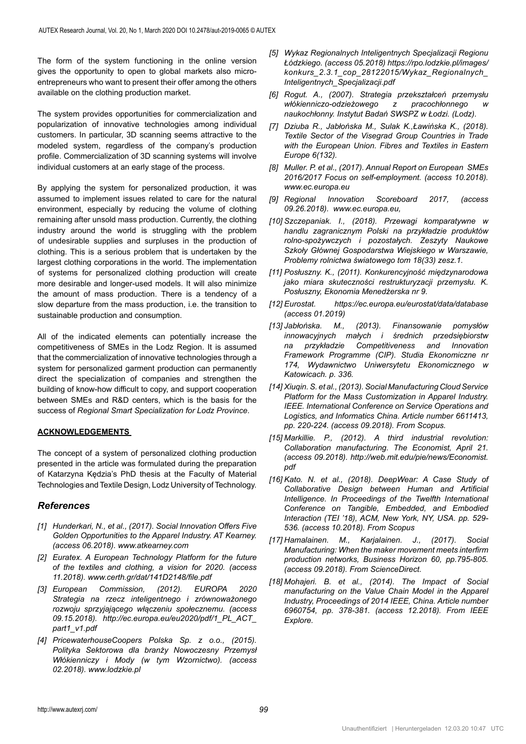The form of the system functioning in the online version gives the opportunity to open to global markets also micro-entrepreneurs who want to present their offer among the others available on the clothing production market.

The system provides opportunities for commercialization and popularization of innovative technologies among individual customers. In particular, 3D scanning seems attractive to the modeled system, regardless of the company's production profile. Commercialization of 3D scanning systems will involve individual customers at an early stage of the process.

By applying the system for personalized production, it was assumed to implement issues related to care for the natural environment, especially by reducing the volume of clothing remaining after unsold mass production. Currently, the clothing industry around the world is struggling with the problem of undesirable supplies and surpluses in the production of clothing. This is a serious problem that is undertaken by the largest clothing corporations in the world. The implementation of systems for personalized clothing production will create more desirable and longer-used models. It will also minimize the amount of mass production. There is a tendency of a slow departure from the mass production, i.e. the transition to sustainable production and consumption.

All of the indicated elements can potentially increase the competitiveness of SMEs in the Lodz Region. It is assumed that the commercialization of innovative technologies through a system for personalized garment production can permanently direct the specialization of companies and strengthen the building of know-how difficult to copy, and support cooperation between SMEs and R&D centers, which is the basis for the success of *Regional Smart Specialization for Lodz Province*.

## ACKNOWLEDGEMENTS

The concept of a system of personalized clothing production presented in the article was formulated during the preparation of Katarzyna Kędzia's PhD thesis at the Faculty of Material Technologies and Textile Design, Lodz University of Technology.

## References

*[1] Hunderkari, N., et al., (2017). Social Innovation Offers Five Golden Opportunities to the Apparel Industry. AT Kearney. (access 06.2018). www.atkearney.com*

*[2] Euratex. A European Technology Platform for the future of the textiles and clothing, a vision for 2020. (access 11.2018). www.certh.gr/dat/141D2148/file.pdf*

*[3] European Commission, (2012). EUROPA 2020 Strategia na rzecz inteligentnego i zrównoważonego rozwoju sprzyjającego włączeniu społecznemu. (access 09.15.2018). http://ec.europa.eu/eu2020/pdf/1_PL_ACT_part1_v1.pdf*

*[4] PricewaterhouseCoopers Polska Sp. z o.o., (2015). Polityka Sektorowa dla branży Nowoczesny Przemysł Włókienniczy i Mody (w tym Wzornictwo). (access 02.2018). www.lodzkie.pl*

*[5] Wykaz Regionalnych Inteligentnych Specjalizacji Regionu Łódzkiego. (access 05.2018) https://rpo.lodzkie.pl/images/konkurs_2.3.1_cop_28122015/Wykaz_Regionalnych_Inteligentnych_Specjalizacji.pdf*

*[6] Rogut. A., (2007). Strategia przekształceń przemysłu włókienniczo-odzieżowego z pracochłonnego w naukochłonny. Instytut Badań SWSPZ w Łodzi. (Lodz).*

*[7] Dziuba R., Jabłońska M., Sulak K.,Ławińska K., (2018). Textile Sector of the Visegrad Group Countries in Trade with the European Union. Fibres and Textiles in Eastern Europe 6(132).*

*[8] Muller. P. et al., (2017). Annual Report on European SMEs 2016/2017 Focus on self-employment. (access 10.2018). www.ec.europa.eu*

*[9] Regional Innovation Scoreboard 2017, (access 09.26.2018). www.ec.europa.eu,*

*[10] Szczepaniak. I., (2018). Przewagi komparatywne w handlu zagranicznym Polski na przykładzie produktów rolno-spożywczych i pozostałych. Zeszyty Naukowe Szkoły Głównej Gospodarstwa Wiejskiego w Warszawie, Problemy rolnictwa światowego tom 18(33) zesz.1.*

*[11] Posłuszny. K., (2011). Konkurencyjność międzynarodowa jako miara skuteczności restrukturyzacji przemysłu. K. Posłuszny, Ekonomia Menedżerska nr 9.*

*[12] Eurostat. https://ec.europa.eu/eurostat/data/database (access 01.2019)*

*[13] Jabłońska. M., (2013). Finansowanie pomysłów innowacyjnych małych i średnich przedsiębiorstw na przykładzie Competitiveness and Innovation Framework Programme (CIP). Studia Ekonomiczne nr 174, Wydawnictwo Uniwersytetu Ekonomicznego w Katowicach. p. 336.*

*[14] Xiuqin. S. et al., (2013). Social Manufacturing Cloud Service Platform for the Mass Customization in Apparel Industry. IEEE. International Conference on Service Operations and Logistics, and Informatics China. Article number 6611413, pp. 220-224. (access 09.2018). From Scopus.*

*[15] Markillie. P., (2012). A third industrial revolution: Collaboration manufacturing. The Economist, April 21. (access 09.2018). http://web.mit.edu/pie/news/Economist.pdf*

*[16] Kato. N. et al., (2018). DeepWear: A Case Study of Collaborative Design between Human and Artificial Intelligence. In Proceedings of the Twelfth International Conference on Tangible, Embedded, and Embodied Interaction (TEI '18), ACM, New York, NY, USA. pp. 529-536. (access 10.2018). From Scopus*

*[17] Hamalainen. M., Karjalainen. J., (2017). Social Manufacturing: When the maker movement meets interfirm production networks, Business Horizon 60, pp.795-805. (access 09.2018). From ScienceDirect.*

*[18] Mohajeri. B. et al., (2014). The Impact of Social manufacturing on the Value Chain Model in the Apparel Industry, Proceedings of 2014 IEEE, China. Article number 6960754, pp. 378-381. (access 12.2018). From IEEE Explore.*